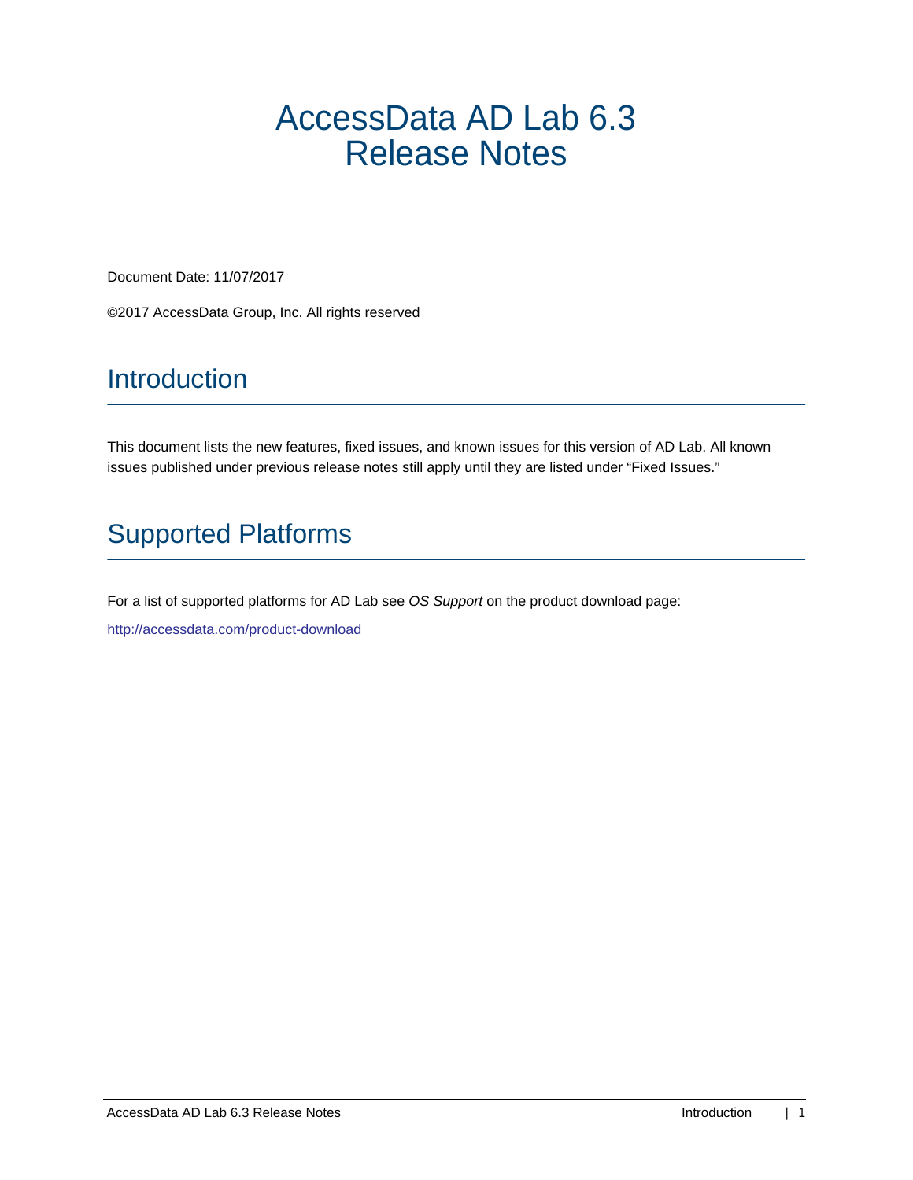# AccessData AD Lab 6.3 Release Notes

Document Date: 11/07/2017

©2017 AccessData Group, Inc. All rights reserved

## Introduction

This document lists the new features, fixed issues, and known issues for this version of AD Lab. All known issues published under previous release notes still apply until they are listed under "Fixed Issues."

## Supported Platforms

For a list of supported platforms for AD Lab see *OS Support* on the product download page:

http://accessdata.com/product-download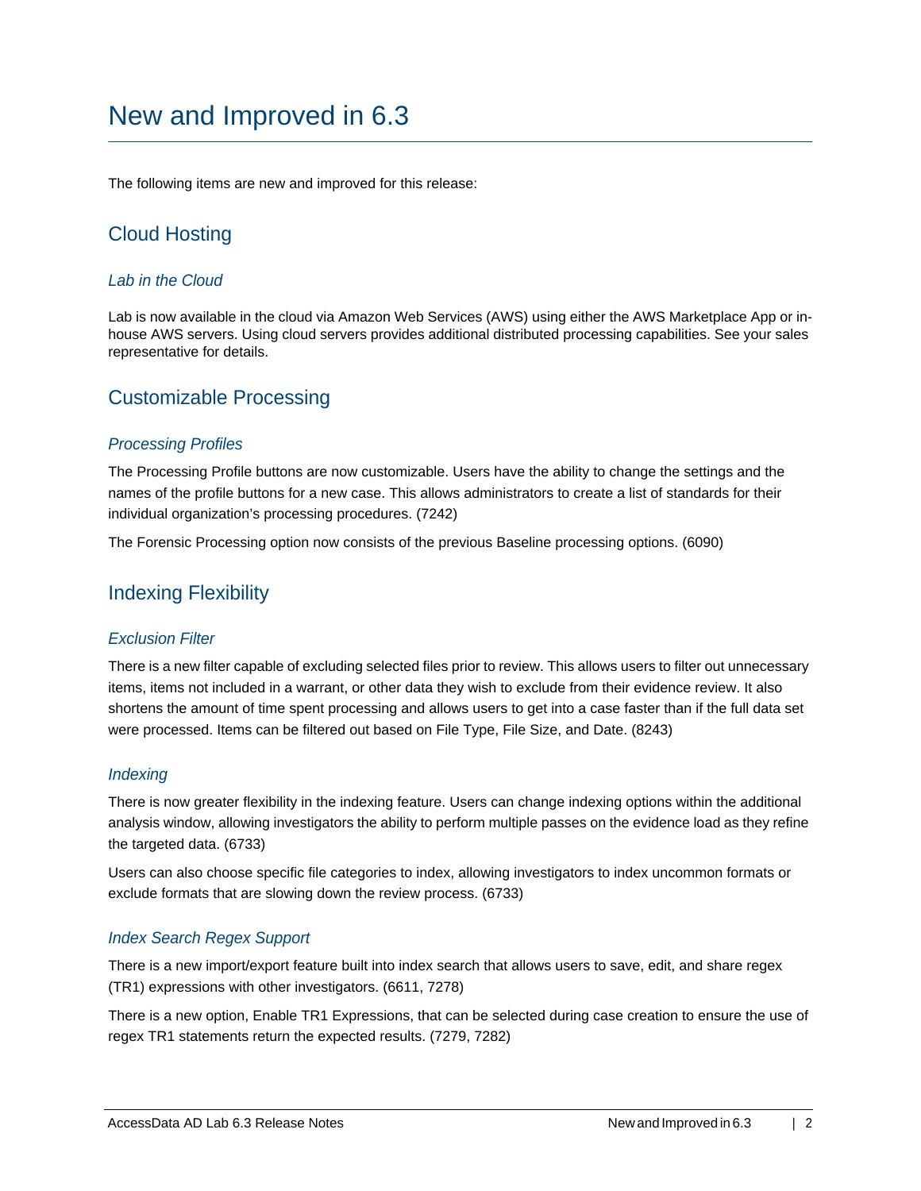# New and Improved in 6.3

The following items are new and improved for this release:

## Cloud Hosting

### *Lab in the Cloud*

Lab is now available in the cloud via Amazon Web Services (AWS) using either the AWS Marketplace App or in-house AWS servers. Using cloud servers provides additional distributed processing capabilities. See your sales representative for details.

## Customizable Processing

### *Processing Profiles*

The Processing Profile buttons are now customizable. Users have the ability to change the settings and the names of the profile buttons for a new case. This allows administrators to create a list of standards for their individual organization's processing procedures. (7242)

The Forensic Processing option now consists of the previous Baseline processing options. (6090)

## Indexing Flexibility

### *Exclusion Filter*

There is a new filter capable of excluding selected files prior to review. This allows users to filter out unnecessary items, items not included in a warrant, or other data they wish to exclude from their evidence review. It also shortens the amount of time spent processing and allows users to get into a case faster than if the full data set were processed. Items can be filtered out based on File Type, File Size, and Date. (8243)

### *Indexing*

There is now greater flexibility in the indexing feature. Users can change indexing options within the additional analysis window, allowing investigators the ability to perform multiple passes on the evidence load as they refine the targeted data. (6733)

Users can also choose specific file categories to index, allowing investigators to index uncommon formats or exclude formats that are slowing down the review process. (6733)

### *Index Search Regex Support*

There is a new import/export feature built into index search that allows users to save, edit, and share regex (TR1) expressions with other investigators. (6611, 7278)

There is a new option, Enable TR1 Expressions, that can be selected during case creation to ensure the use of regex TR1 statements return the expected results. (7279, 7282)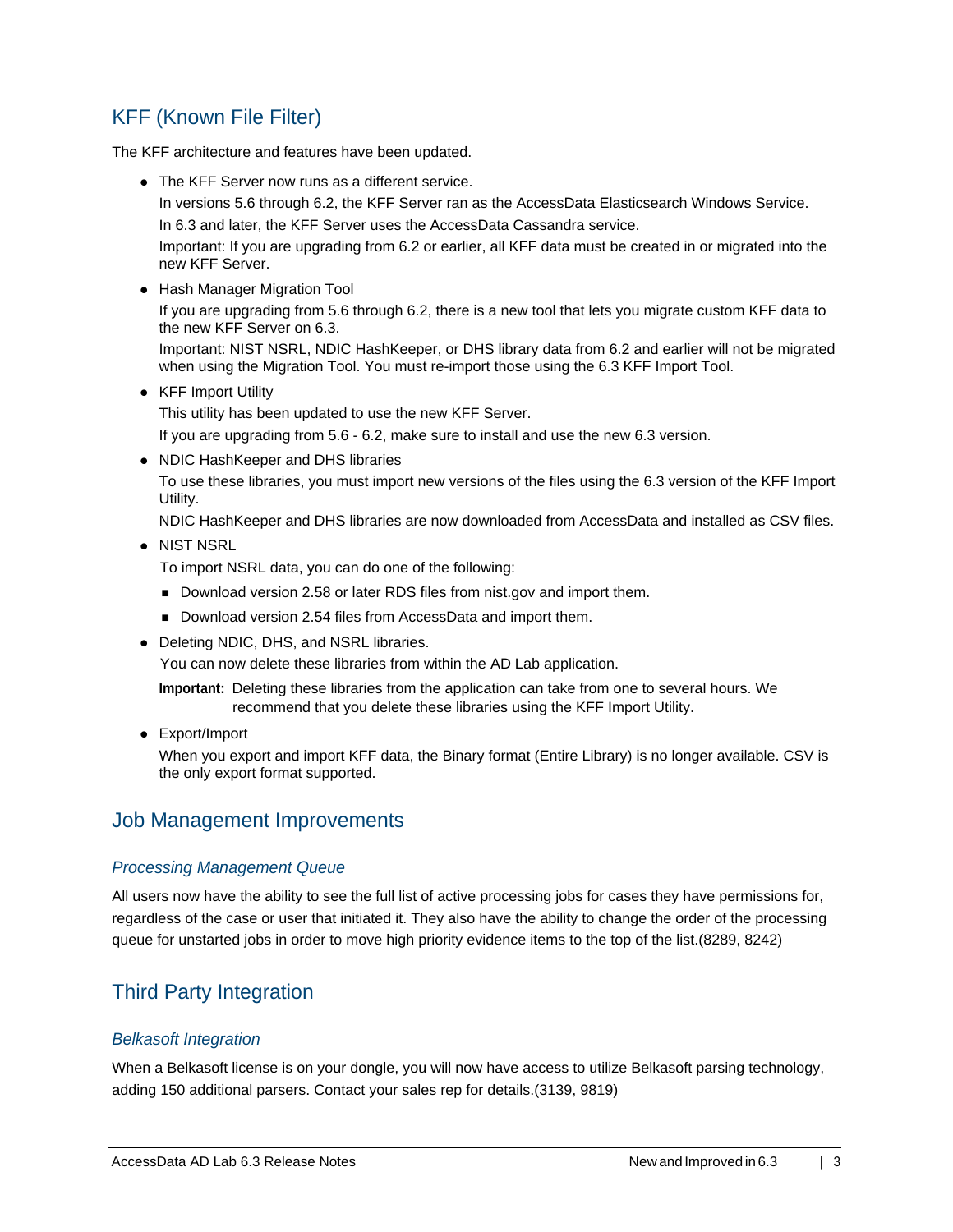## KFF (Known File Filter)

The KFF architecture and features have been updated.

- The KFF Server now runs as a different service.

  In versions 5.6 through 6.2, the KFF Server ran as the AccessData Elasticsearch Windows Service.

  In 6.3 and later, the KFF Server uses the AccessData Cassandra service.

  Important: If you are upgrading from 6.2 or earlier, all KFF data must be created in or migrated into the new KFF Server.

- Hash Manager Migration Tool

  If you are upgrading from 5.6 through 6.2, there is a new tool that lets you migrate custom KFF data to the new KFF Server on 6.3.

  Important: NIST NSRL, NDIC HashKeeper, or DHS library data from 6.2 and earlier will not be migrated when using the Migration Tool. You must re-import those using the 6.3 KFF Import Tool.

- KFF Import Utility

  This utility has been updated to use the new KFF Server.

  If you are upgrading from 5.6 - 6.2, make sure to install and use the new 6.3 version.

- NDIC HashKeeper and DHS libraries

  To use these libraries, you must import new versions of the files using the 6.3 version of the KFF Import Utility.

  NDIC HashKeeper and DHS libraries are now downloaded from AccessData and installed as CSV files.

- NIST NSRL

  To import NSRL data, you can do one of the following:

  - Download version 2.58 or later RDS files from nist.gov and import them.
  - Download version 2.54 files from AccessData and import them.

- Deleting NDIC, DHS, and NSRL libraries.

  You can now delete these libraries from within the AD Lab application.

  **Important:** Deleting these libraries from the application can take from one to several hours. We recommend that you delete these libraries using the KFF Import Utility.

- Export/Import

  When you export and import KFF data, the Binary format (Entire Library) is no longer available. CSV is the only export format supported.

## Job Management Improvements

### *Processing Management Queue*

All users now have the ability to see the full list of active processing jobs for cases they have permissions for, regardless of the case or user that initiated it. They also have the ability to change the order of the processing queue for unstarted jobs in order to move high priority evidence items to the top of the list.(8289, 8242)

## Third Party Integration

### *Belkasoft Integration*

When a Belkasoft license is on your dongle, you will now have access to utilize Belkasoft parsing technology, adding 150 additional parsers. Contact your sales rep for details.(3139, 9819)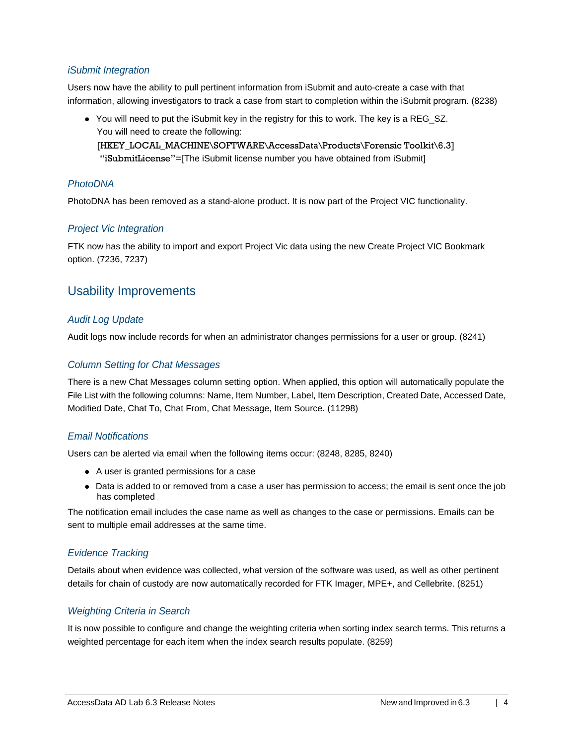### *iSubmit Integration*

Users now have the ability to pull pertinent information from iSubmit and auto-create a case with that information, allowing investigators to track a case from start to completion within the iSubmit program. (8238)

- You will need to put the iSubmit key in the registry for this to work. The key is a REG_SZ. You will need to create the following:
  [HKEY_LOCAL_MACHINE\SOFTWARE\AccessData\Products\Forensic Toolkit\6.3]
  "iSubmitLicense"=[The iSubmit license number you have obtained from iSubmit]

### *PhotoDNA*

PhotoDNA has been removed as a stand-alone product. It is now part of the Project VIC functionality.

### *Project Vic Integration*

FTK now has the ability to import and export Project Vic data using the new Create Project VIC Bookmark option. (7236, 7237)

## Usability Improvements

### *Audit Log Update*

Audit logs now include records for when an administrator changes permissions for a user or group. (8241)

### *Column Setting for Chat Messages*

There is a new Chat Messages column setting option. When applied, this option will automatically populate the File List with the following columns: Name, Item Number, Label, Item Description, Created Date, Accessed Date, Modified Date, Chat To, Chat From, Chat Message, Item Source. (11298)

### *Email Notifications*

Users can be alerted via email when the following items occur: (8248, 8285, 8240)

- A user is granted permissions for a case
- Data is added to or removed from a case a user has permission to access; the email is sent once the job has completed

The notification email includes the case name as well as changes to the case or permissions. Emails can be sent to multiple email addresses at the same time.

### *Evidence Tracking*

Details about when evidence was collected, what version of the software was used, as well as other pertinent details for chain of custody are now automatically recorded for FTK Imager, MPE+, and Cellebrite. (8251)

### *Weighting Criteria in Search*

It is now possible to configure and change the weighting criteria when sorting index search terms. This returns a weighted percentage for each item when the index search results populate. (8259)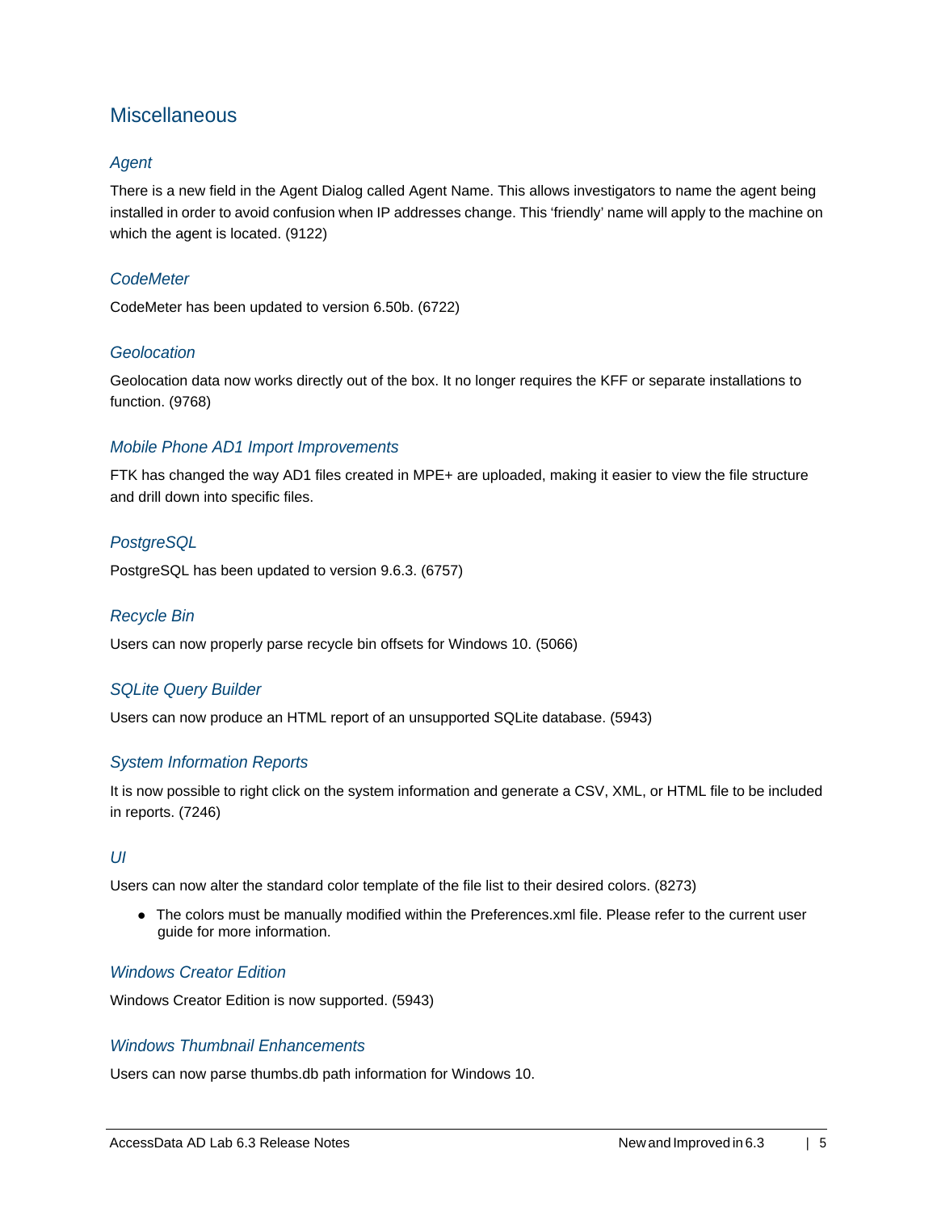## Miscellaneous

### *Agent*

There is a new field in the Agent Dialog called Agent Name. This allows investigators to name the agent being installed in order to avoid confusion when IP addresses change. This ‘friendly’ name will apply to the machine on which the agent is located. (9122)

### *CodeMeter*

CodeMeter has been updated to version 6.50b. (6722)

### *Geolocation*

Geolocation data now works directly out of the box. It no longer requires the KFF or separate installations to function. (9768)

### *Mobile Phone AD1 Import Improvements*

FTK has changed the way AD1 files created in MPE+ are uploaded, making it easier to view the file structure and drill down into specific files.

### *PostgreSQL*

PostgreSQL has been updated to version 9.6.3. (6757)

### *Recycle Bin*

Users can now properly parse recycle bin offsets for Windows 10. (5066)

### *SQLite Query Builder*

Users can now produce an HTML report of an unsupported SQLite database. (5943)

### *System Information Reports*

It is now possible to right click on the system information and generate a CSV, XML, or HTML file to be included in reports. (7246)

### *UI*

Users can now alter the standard color template of the file list to their desired colors. (8273)

- The colors must be manually modified within the Preferences.xml file. Please refer to the current user guide for more information.

### *Windows Creator Edition*

Windows Creator Edition is now supported. (5943)

### *Windows Thumbnail Enhancements*

Users can now parse thumbs.db path information for Windows 10.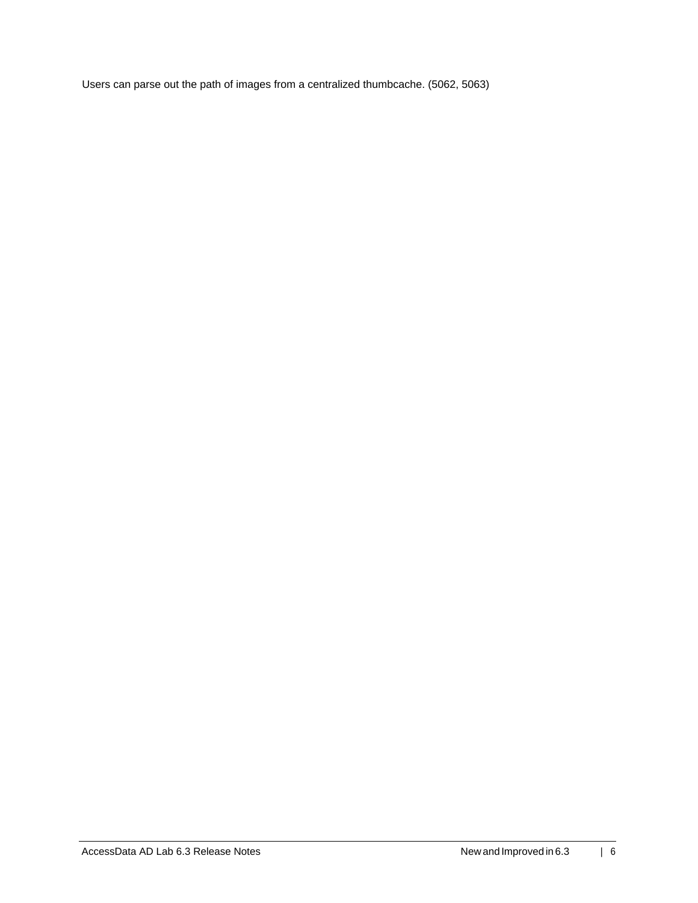Users can parse out the path of images from a centralized thumbcache. (5062, 5063)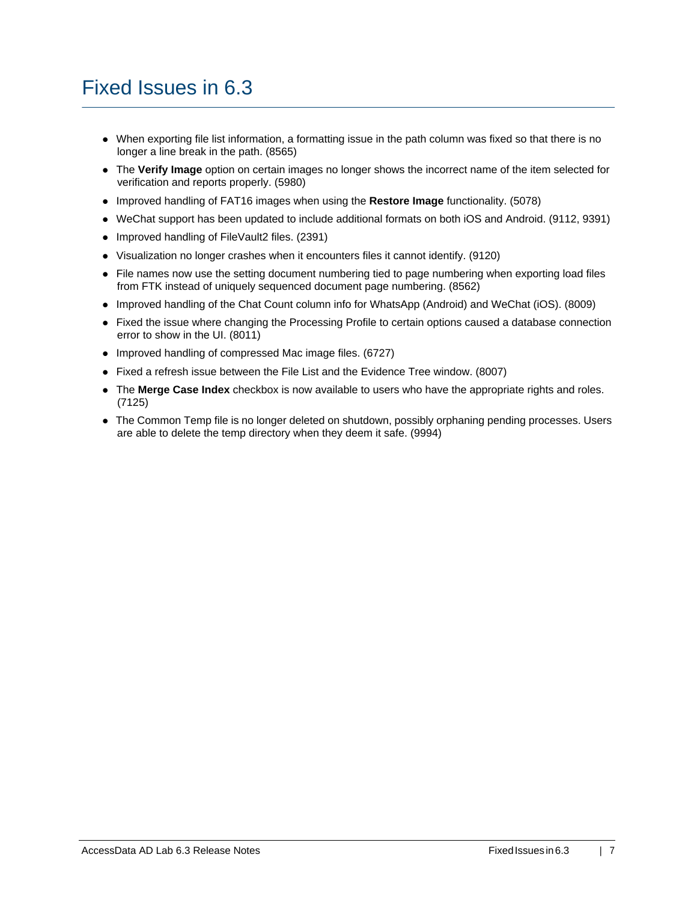# Fixed Issues in 6.3

- When exporting file list information, a formatting issue in the path column was fixed so that there is no longer a line break in the path. (8565)
- The **Verify Image** option on certain images no longer shows the incorrect name of the item selected for verification and reports properly. (5980)
- Improved handling of FAT16 images when using the **Restore Image** functionality. (5078)
- WeChat support has been updated to include additional formats on both iOS and Android. (9112, 9391)
- Improved handling of FileVault2 files. (2391)
- Visualization no longer crashes when it encounters files it cannot identify. (9120)
- File names now use the setting document numbering tied to page numbering when exporting load files from FTK instead of uniquely sequenced document page numbering. (8562)
- Improved handling of the Chat Count column info for WhatsApp (Android) and WeChat (iOS). (8009)
- Fixed the issue where changing the Processing Profile to certain options caused a database connection error to show in the UI. (8011)
- Improved handling of compressed Mac image files. (6727)
- Fixed a refresh issue between the File List and the Evidence Tree window. (8007)
- The **Merge Case Index** checkbox is now available to users who have the appropriate rights and roles. (7125)
- The Common Temp file is no longer deleted on shutdown, possibly orphaning pending processes. Users are able to delete the temp directory when they deem it safe. (9994)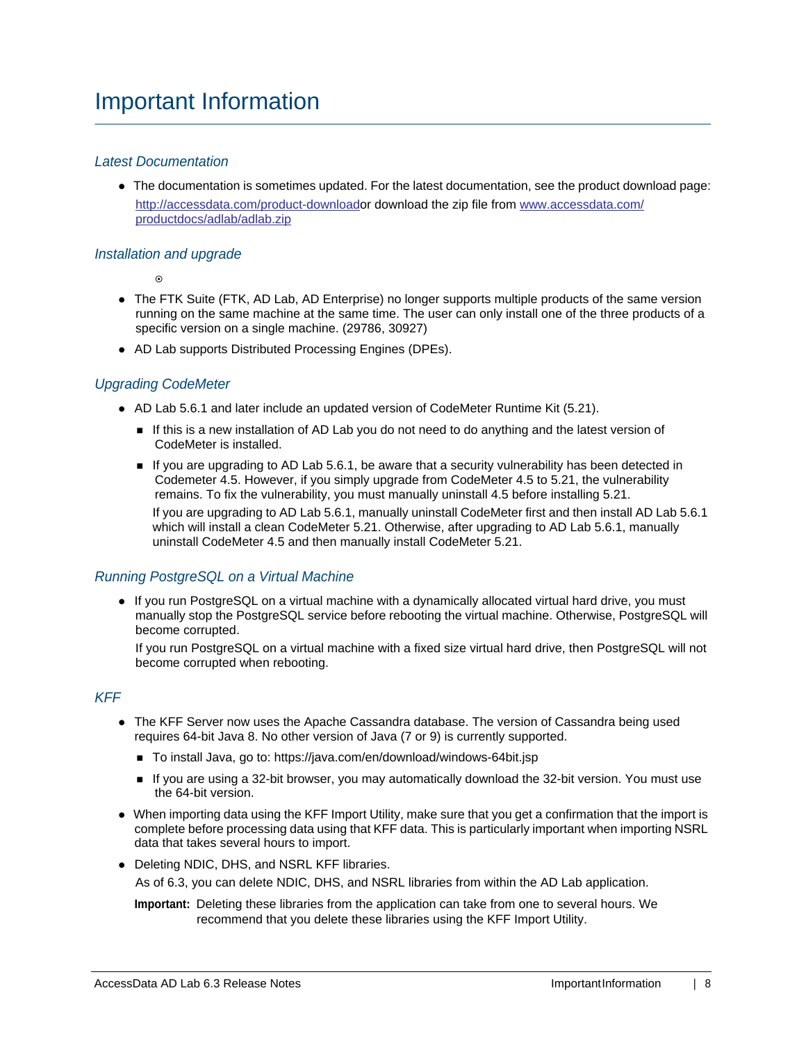# Important Information

### *Latest Documentation*

- The documentation is sometimes updated. For the latest documentation, see the product download page: http://accessdata.com/product-downloador download the zip file from www.accessdata.com/productdocs/adlab/adlab.zip

### *Installation and upgrade*

- The FTK Suite (FTK, AD Lab, AD Enterprise) no longer supports multiple products of the same version running on the same machine at the same time. The user can only install one of the three products of a specific version on a single machine. (29786, 30927)
- AD Lab supports Distributed Processing Engines (DPEs).

### *Upgrading CodeMeter*

- AD Lab 5.6.1 and later include an updated version of CodeMeter Runtime Kit (5.21).
  - If this is a new installation of AD Lab you do not need to do anything and the latest version of CodeMeter is installed.
  - If you are upgrading to AD Lab 5.6.1, be aware that a security vulnerability has been detected in Codemeter 4.5. However, if you simply upgrade from CodeMeter 4.5 to 5.21, the vulnerability remains. To fix the vulnerability, you must manually uninstall 4.5 before installing 5.21.

    If you are upgrading to AD Lab 5.6.1, manually uninstall CodeMeter first and then install AD Lab 5.6.1 which will install a clean CodeMeter 5.21. Otherwise, after upgrading to AD Lab 5.6.1, manually uninstall CodeMeter 4.5 and then manually install CodeMeter 5.21.

### *Running PostgreSQL on a Virtual Machine*

- If you run PostgreSQL on a virtual machine with a dynamically allocated virtual hard drive, you must manually stop the PostgreSQL service before rebooting the virtual machine. Otherwise, PostgreSQL will become corrupted.

  If you run PostgreSQL on a virtual machine with a fixed size virtual hard drive, then PostgreSQL will not become corrupted when rebooting.

### *KFF*

- The KFF Server now uses the Apache Cassandra database. The version of Cassandra being used requires 64-bit Java 8. No other version of Java (7 or 9) is currently supported.
  - To install Java, go to: https://java.com/en/download/windows-64bit.jsp
  - If you are using a 32-bit browser, you may automatically download the 32-bit version. You must use the 64-bit version.
- When importing data using the KFF Import Utility, make sure that you get a confirmation that the import is complete before processing data using that KFF data. This is particularly important when importing NSRL data that takes several hours to import.
- Deleting NDIC, DHS, and NSRL KFF libraries.

  As of 6.3, you can delete NDIC, DHS, and NSRL libraries from within the AD Lab application.

  **Important:** Deleting these libraries from the application can take from one to several hours. We recommend that you delete these libraries using the KFF Import Utility.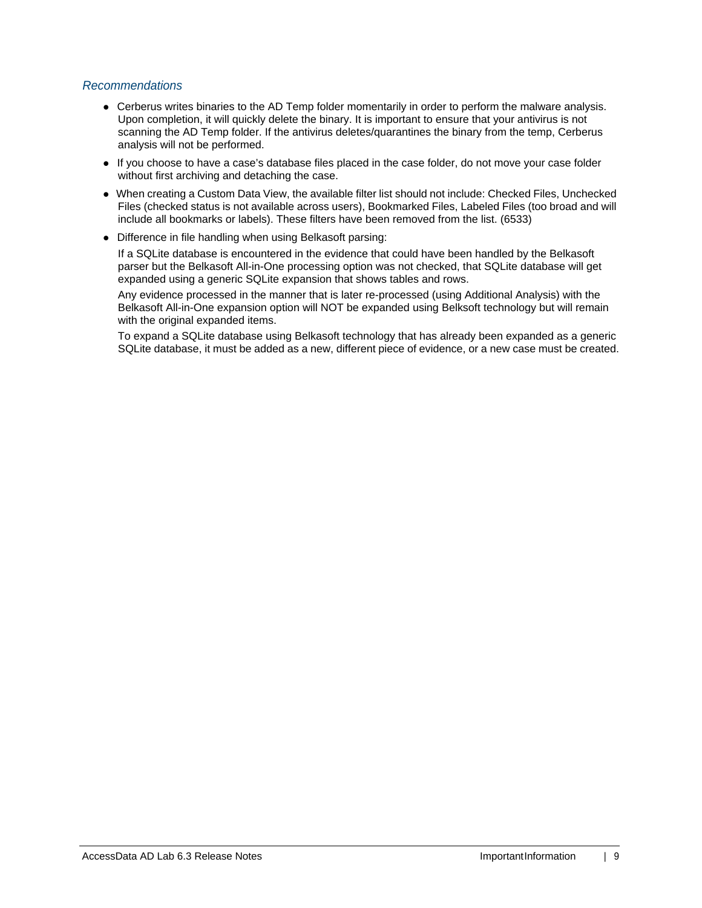### *Recommendations*

- Cerberus writes binaries to the AD Temp folder momentarily in order to perform the malware analysis. Upon completion, it will quickly delete the binary. It is important to ensure that your antivirus is not scanning the AD Temp folder. If the antivirus deletes/quarantines the binary from the temp, Cerberus analysis will not be performed.
- If you choose to have a case's database files placed in the case folder, do not move your case folder without first archiving and detaching the case.
- When creating a Custom Data View, the available filter list should not include: Checked Files, Unchecked Files (checked status is not available across users), Bookmarked Files, Labeled Files (too broad and will include all bookmarks or labels). These filters have been removed from the list. (6533)
- Difference in file handling when using Belkasoft parsing:

  If a SQLite database is encountered in the evidence that could have been handled by the Belkasoft parser but the Belkasoft All-in-One processing option was not checked, that SQLite database will get expanded using a generic SQLite expansion that shows tables and rows.

  Any evidence processed in the manner that is later re-processed (using Additional Analysis) with the Belkasoft All-in-One expansion option will NOT be expanded using Belksoft technology but will remain with the original expanded items.

  To expand a SQLite database using Belkasoft technology that has already been expanded as a generic SQLite database, it must be added as a new, different piece of evidence, or a new case must be created.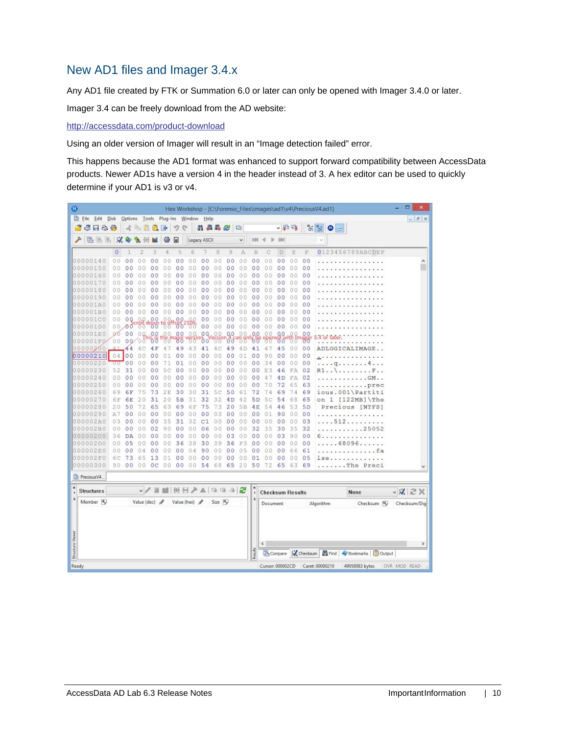## New AD1 files and Imager 3.4.x

Any AD1 file created by FTK or Summation 6.0 or later can only be opened with Imager 3.4.0 or later.

Imager 3.4 can be freely download from the AD website:

http://accessdata.com/product-download

Using an older version of Imager will result in an “Image detection failed” error.

This happens because the AD1 format was enhanced to support forward compatibility between AccessData products. Newer AD1s have a version 4 in the header instead of 3. A hex editor can be used to quickly determine if your AD1 is v3 or v4.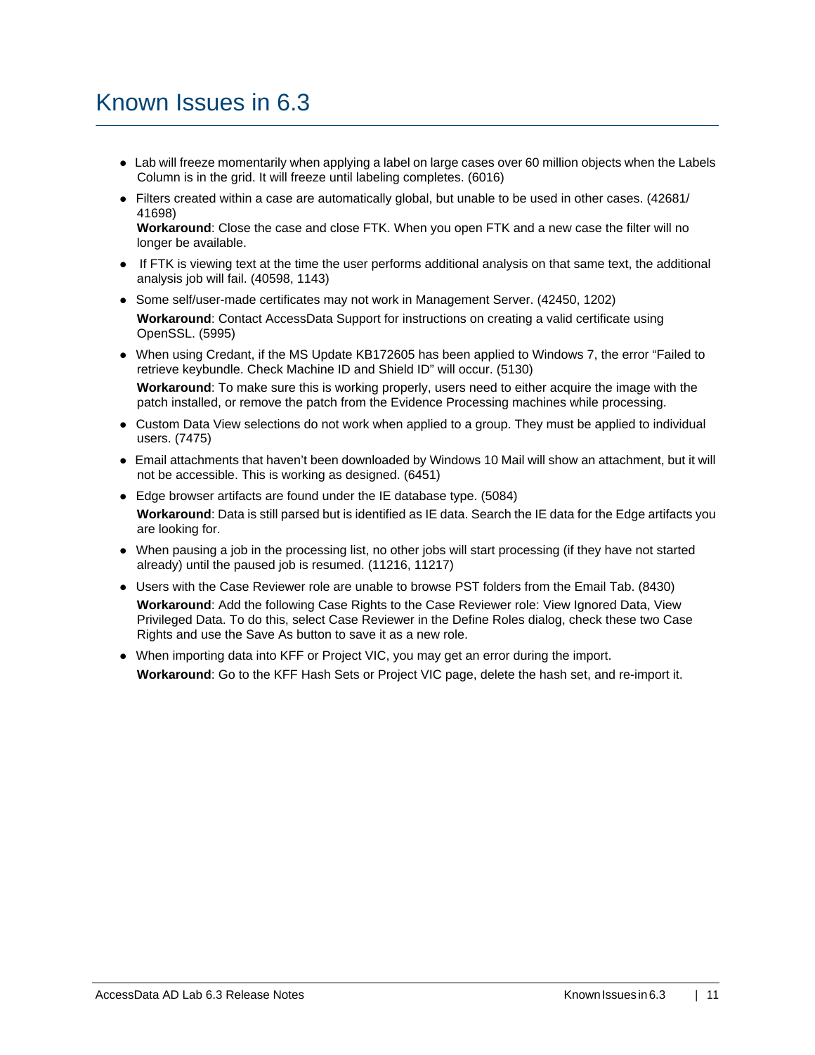# Known Issues in 6.3

- Lab will freeze momentarily when applying a label on large cases over 60 million objects when the Labels Column is in the grid. It will freeze until labeling completes. (6016)
- Filters created within a case are automatically global, but unable to be used in other cases. (42681/ 41698)
  **Workaround**: Close the case and close FTK. When you open FTK and a new case the filter will no longer be available.
- If FTK is viewing text at the time the user performs additional analysis on that same text, the additional analysis job will fail. (40598, 1143)
- Some self/user-made certificates may not work in Management Server. (42450, 1202)
  **Workaround**: Contact AccessData Support for instructions on creating a valid certificate using OpenSSL. (5995)
- When using Credant, if the MS Update KB172605 has been applied to Windows 7, the error “Failed to retrieve keybundle. Check Machine ID and Shield ID” will occur. (5130)
  **Workaround**: To make sure this is working properly, users need to either acquire the image with the patch installed, or remove the patch from the Evidence Processing machines while processing.
- Custom Data View selections do not work when applied to a group. They must be applied to individual users. (7475)
- Email attachments that haven’t been downloaded by Windows 10 Mail will show an attachment, but it will not be accessible. This is working as designed. (6451)
- Edge browser artifacts are found under the IE database type. (5084)
  **Workaround**: Data is still parsed but is identified as IE data. Search the IE data for the Edge artifacts you are looking for.
- When pausing a job in the processing list, no other jobs will start processing (if they have not started already) until the paused job is resumed. (11216, 11217)
- Users with the Case Reviewer role are unable to browse PST folders from the Email Tab. (8430)
  **Workaround**: Add the following Case Rights to the Case Reviewer role: View Ignored Data, View Privileged Data. To do this, select Case Reviewer in the Define Roles dialog, check these two Case Rights and use the Save As button to save it as a new role.
- When importing data into KFF or Project VIC, you may get an error during the import.
  **Workaround**: Go to the KFF Hash Sets or Project VIC page, delete the hash set, and re-import it.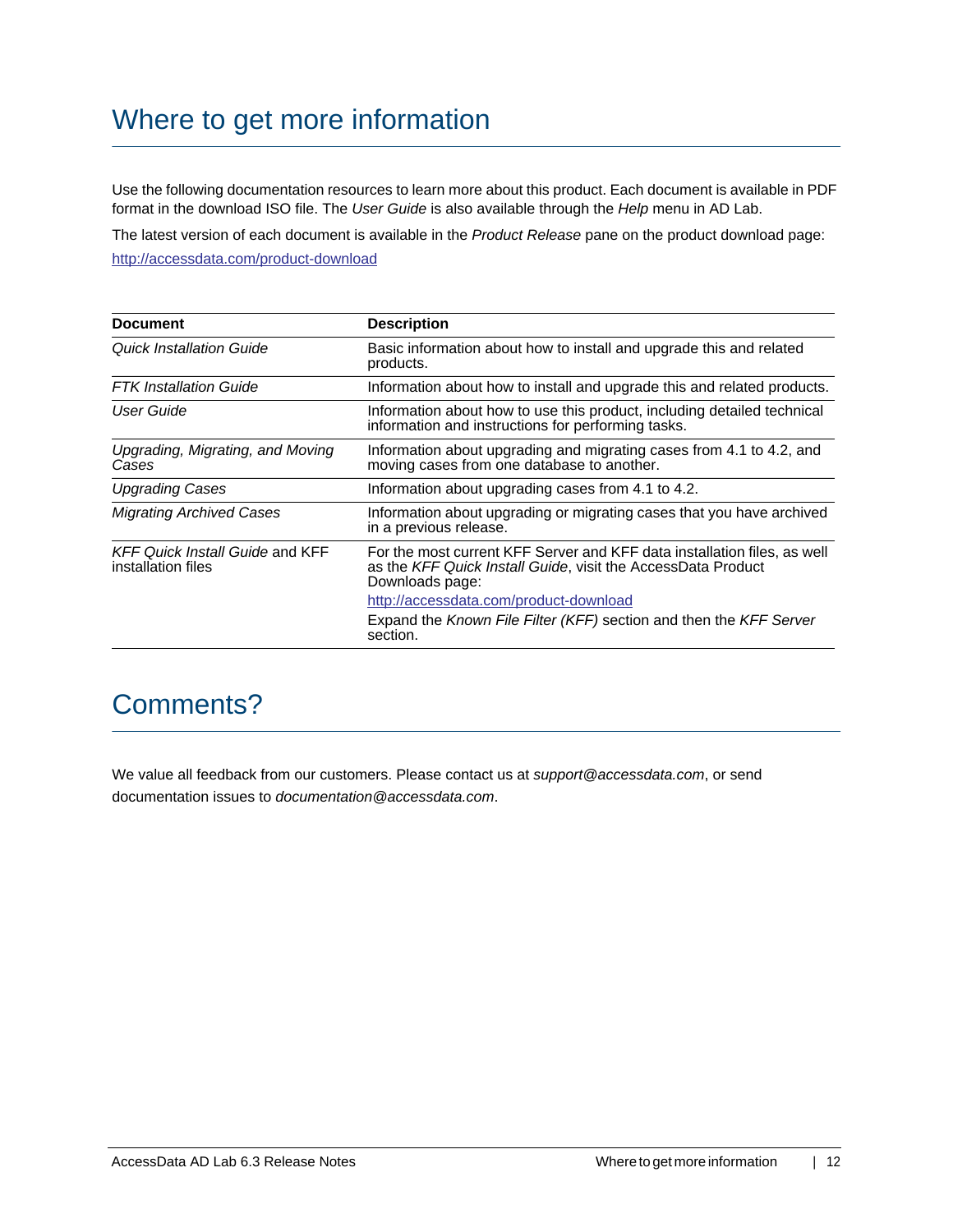# Where to get more information

Use the following documentation resources to learn more about this product. Each document is available in PDF format in the download ISO file. The *User Guide* is also available through the *Help* menu in AD Lab.

The latest version of each document is available in the *Product Release* pane on the product download page: http://accessdata.com/product-download

| Document | Description |
| --- | --- |
| *Quick Installation Guide* | Basic information about how to install and upgrade this and related products. |
| *FTK Installation Guide* | Information about how to install and upgrade this and related products. |
| *User Guide* | Information about how to use this product, including detailed technical information and instructions for performing tasks. |
| *Upgrading, Migrating, and Moving Cases* | Information about upgrading and migrating cases from 4.1 to 4.2, and moving cases from one database to another. |
| *Upgrading Cases* | Information about upgrading cases from 4.1 to 4.2. |
| *Migrating Archived Cases* | Information about upgrading or migrating cases that you have archived in a previous release. |
| *KFF Quick Install Guide* and KFF installation files | For the most current KFF Server and KFF data installation files, as well as the *KFF Quick Install Guide*, visit the AccessData Product Downloads page: http://accessdata.com/product-download Expand the *Known File Filter (KFF)* section and then the *KFF Server* section. |

# Comments?

We value all feedback from our customers. Please contact us at *support@accessdata.com*, or send documentation issues to *documentation@accessdata.com*.